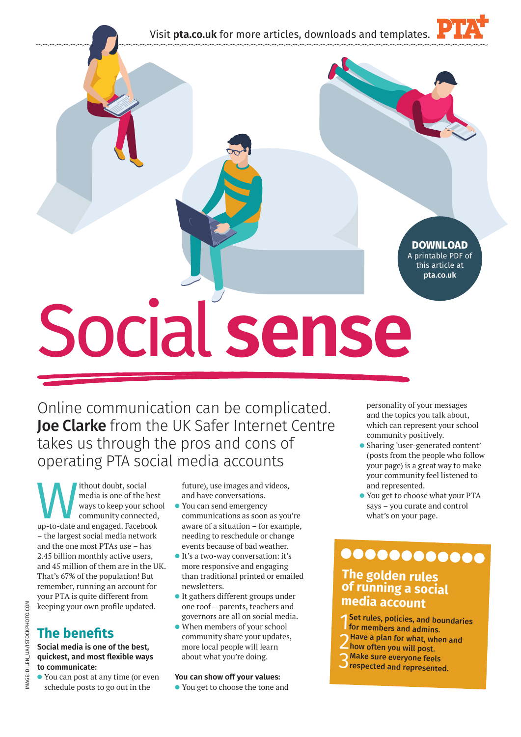Visit **pta.co.uk** for more articles, downloads and templates.

**DOWNLOAD**
A printable PDF of this article at **pta.co.uk**

# Social **sense**

Online communication can be complicated. **Joe Clarke** from the UK Safer Internet Centre takes us through the pros and cons of operating PTA social media accounts

Without doubt, social media is one of the best ways to keep your school community connected, up-to-date and engaged. Facebook – the largest social media network and the one most PTAs use – has 2.45 billion monthly active users, and 45 million of them are in the UK. That's 67% of the population! But remember, running an account for your PTA is quite different from keeping your own profile updated.

## The benefits

**Social media is one of the best, quickest, and most flexible ways to communicate:**

- You can post at any time (or even schedule posts to go out in the future), use images and videos, and have conversations.
- You can send emergency communications as soon as you're aware of a situation – for example, needing to reschedule or change events because of bad weather.
- It's a two-way conversation: it's more responsive and engaging than traditional printed or emailed newsletters.
- It gathers different groups under one roof – parents, teachers and governors are all on social media.
- When members of your school community share your updates, more local people will learn about what you're doing.

**You can show off your values:**

- You get to choose the tone and personality of your messages and the topics you talk about, which can represent your school community positively.
- Sharing 'user-generated content' (posts from the people who follow your page) is a great way to make your community feel listened to and represented.
- You get to choose what your PTA says – you curate and control what's on your page.

### The golden rules of running a social media account

1. Set rules, policies, and boundaries for members and admins.
2. Have a plan for what, when and how often you will post.
3. Make sure everyone feels respected and represented.

IMAGE: DILEN_UA/ISTOCKPHOTO.COM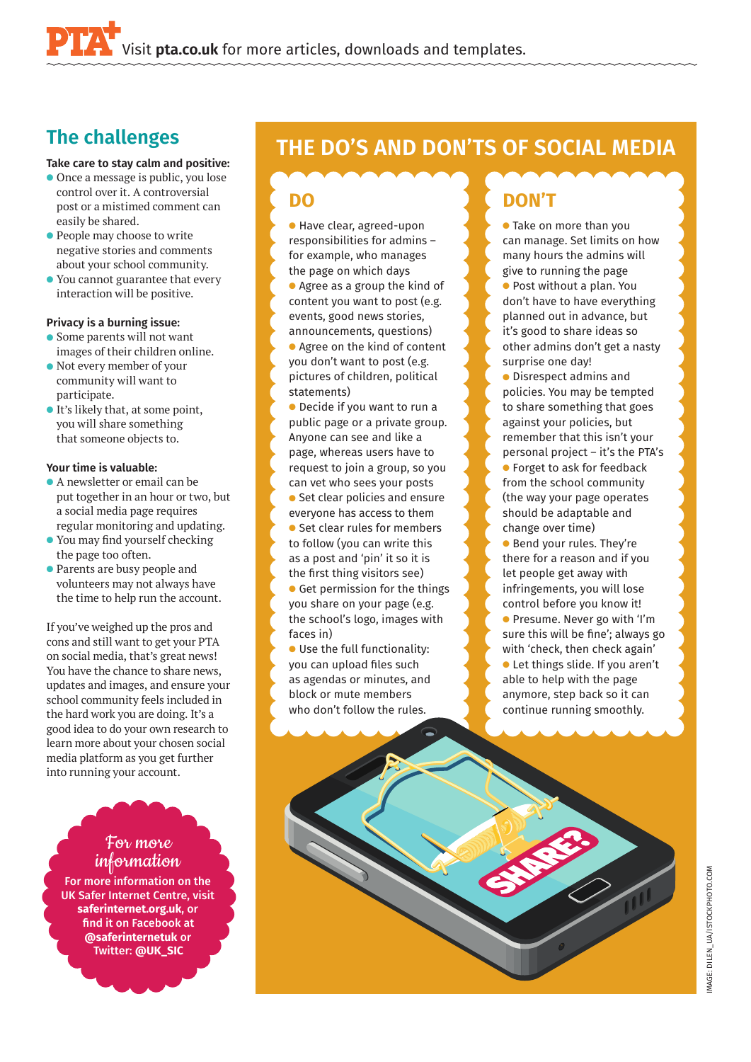## The challenges

**Take care to stay calm and positive:**

- Once a message is public, you lose control over it. A controversial post or a mistimed comment can easily be shared.
- People may choose to write negative stories and comments about your school community.
- You cannot guarantee that every interaction will be positive.

**Privacy is a burning issue:**

- Some parents will not want images of their children online.
- Not every member of your community will want to participate.
- It's likely that, at some point, you will share something that someone objects to.

**Your time is valuable:**

- A newsletter or email can be put together in an hour or two, but a social media page requires regular monitoring and updating.
- You may find yourself checking the page too often.
- Parents are busy people and volunteers may not always have the time to help run the account.

If you've weighed up the pros and cons and still want to get your PTA on social media, that's great news! You have the chance to share news, updates and images, and ensure your school community feels included in the hard work you are doing. It's a good idea to do your own research to learn more about your chosen social media platform as you get further into running your account.

### For more information

**For more information on the UK Safer Internet Centre, visit saferinternet.org.uk, or find it on Facebook at @saferinternetuk or Twitter: @UK_SIC**

## THE DO'S AND DON'TS OF SOCIAL MEDIA

### DO

- Have clear, agreed-upon responsibilities for admins – for example, who manages the page on which days
- Agree as a group the kind of content you want to post (e.g. events, good news stories, announcements, questions)
- Agree on the kind of content you don't want to post (e.g. pictures of children, political statements)
- Decide if you want to run a public page or a private group. Anyone can see and like a page, whereas users have to request to join a group, so you can vet who sees your posts
- Set clear policies and ensure everyone has access to them
- Set clear rules for members to follow (you can write this as a post and 'pin' it so it is the first thing visitors see)
- Get permission for the things you share on your page (e.g. the school's logo, images with faces in)
- Use the full functionality: you can upload files such as agendas or minutes, and block or mute members who don't follow the rules.

### DON'T

- Take on more than you can manage. Set limits on how many hours the admins will give to running the page
- Post without a plan. You don't have to have everything planned out in advance, but it's good to share ideas so other admins don't get a nasty surprise one day!
- Disrespect admins and policies. You may be tempted to share something that goes against your policies, but remember that this isn't your personal project – it's the PTA's
- Forget to ask for feedback from the school community (the way your page operates should be adaptable and change over time)
- Bend your rules. They're there for a reason and if you let people get away with infringements, you will lose control before you know it!
- Presume. Never go with 'I'm sure this will be fine'; always go with 'check, then check again'
- Let things slide. If you aren't able to help with the page anymore, step back so it can continue running smoothly.

SHARE?

IMAGE: DILEN_UA/ISTOCKPHOTO.COM